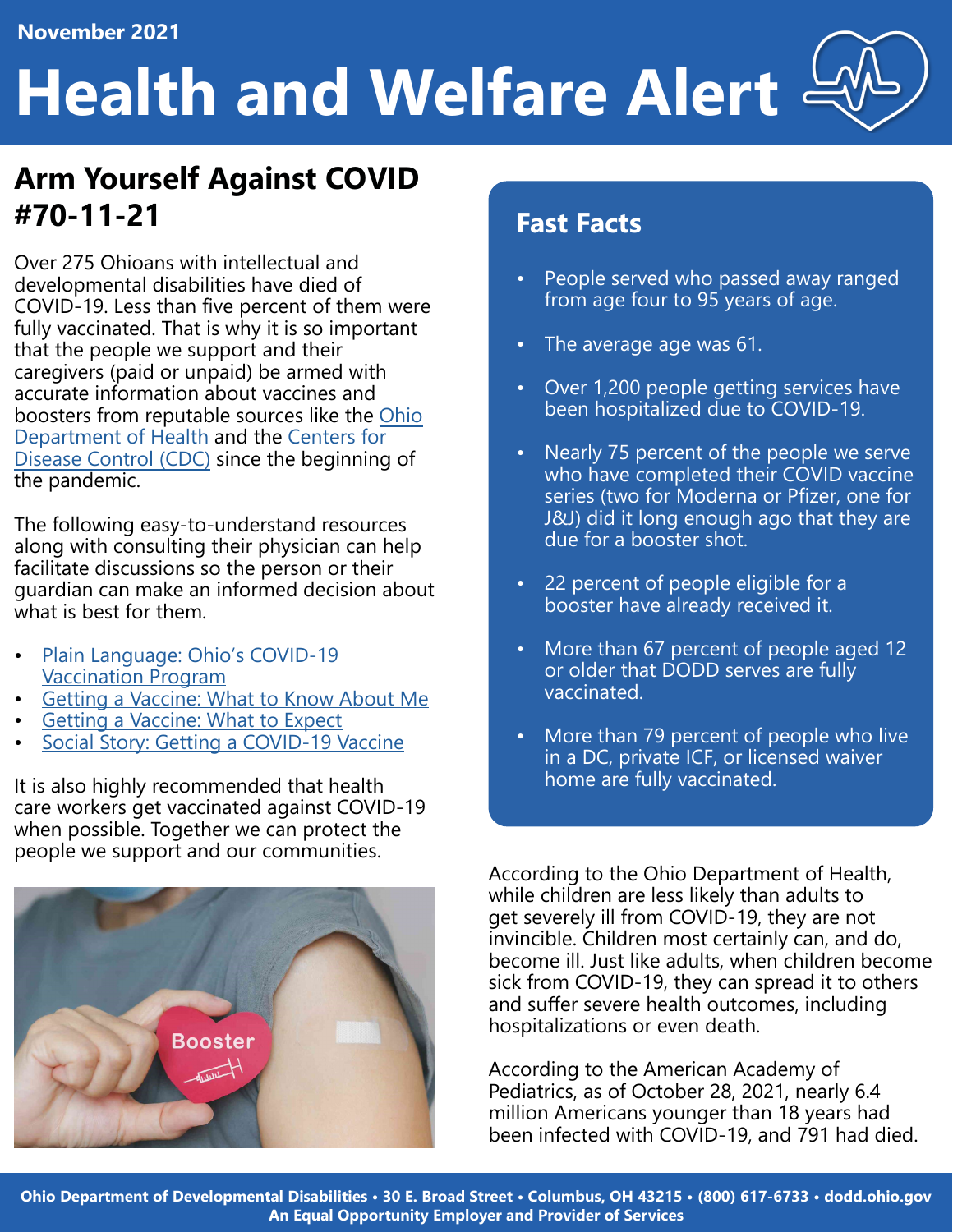November 2021

# Health and Welfare Alert

## Arm Yourself Against COVID #70-11-21

Over 275 Ohioans with intellectual and developmental disabilities have died of COVID-19. Less than five percent of them were fully vaccinated. That is why it is so important that the people we support and their caregivers (paid or unpaid) be armed with accurate information about vaccines and boosters from reputable sources like the Ohio Department of Health and the Centers for Disease Control (CDC) since the beginning of the pandemic.

The following easy-to-understand resources along with consulting their physician can help facilitate discussions so the person or their guardian can make an informed decision about what is best for them.

- Plain Language: Ohio's COVID-19 Vaccination Program
- Getting a Vaccine: What to Know About Me
- Getting a Vaccine: What to Expect
- Social Story: Getting a COVID-19 Vaccine

It is also highly recommended that health care workers get vaccinated against COVID-19 when possible. Together we can protect the people we support and our communities.

### Fast Facts

- People served who passed away ranged from age four to 95 years of age.
- The average age was 61.
- Over 1,200 people getting services have been hospitalized due to COVID-19.
- Nearly 75 percent of the people we serve who have completed their COVID vaccine series (two for Moderna or Pfizer, one for J&J) did it long enough ago that they are due for a booster shot.
- 22 percent of people eligible for a booster have already received it.
- More than 67 percent of people aged 12 or older that DODD serves are fully vaccinated.
- More than 79 percent of people who live in a DC, private ICF, or licensed waiver home are fully vaccinated.

According to the Ohio Department of Health, while children are less likely than adults to get severely ill from COVID-19, they are not invincible. Children most certainly can, and do, become ill. Just like adults, when children become sick from COVID-19, they can spread it to others and suffer severe health outcomes, including hospitalizations or even death.

According to the American Academy of Pediatrics, as of October 28, 2021, nearly 6.4 million Americans younger than 18 years had been infected with COVID-19, and 791 had died.

Ohio Department of Developmental Disabilities • 30 E. Broad Street • Columbus, OH 43215 • (800) 617-6733 • dodd.ohio.gov
An Equal Opportunity Employer and Provider of Services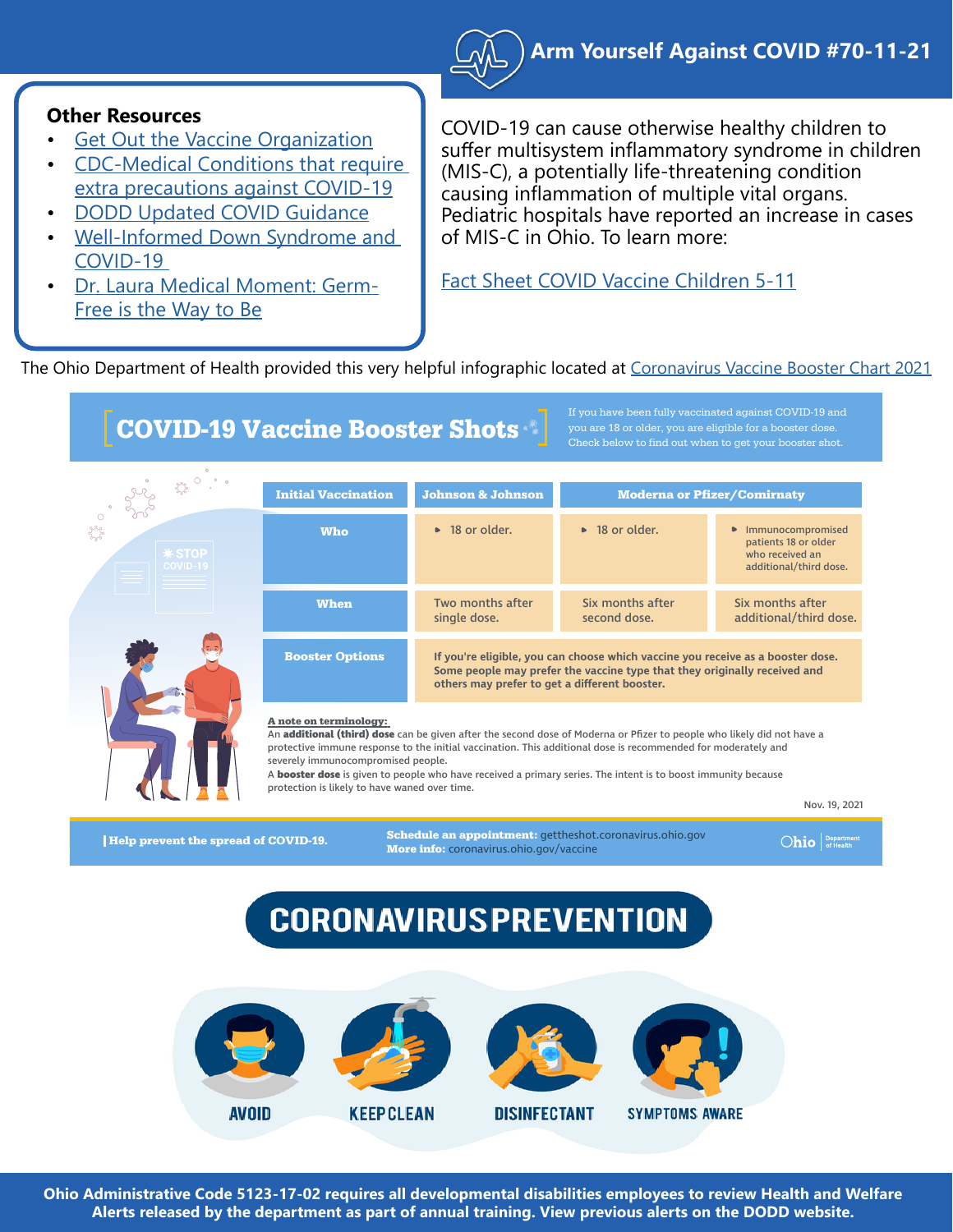## Arm Yourself Against COVID #70-11-21

### Other Resources

- Get Out the Vaccine Organization
- CDC-Medical Conditions that require extra precautions against COVID-19
- DODD Updated COVID Guidance
- Well-Informed Down Syndrome and COVID-19
- Dr. Laura Medical Moment: Germ-Free is the Way to Be

COVID-19 can cause otherwise healthy children to suffer multisystem inflammatory syndrome in children (MIS-C), a potentially life-threatening condition causing inflammation of multiple vital organs. Pediatric hospitals have reported an increase in cases of MIS-C in Ohio. To learn more:

Fact Sheet COVID Vaccine Children 5-11

The Ohio Department of Health provided this very helpful infographic located at Coronavirus Vaccine Booster Chart 2021

## COVID-19 Vaccine Booster Shots

If you have been fully vaccinated against COVID-19 and you are 18 or older, you are eligible for a booster dose. Check below to find out when to get your booster shot.

| Initial Vaccination | Johnson & Johnson | Moderna or Pfizer/Comirnaty | |
|---|---|---|---|
| **Who** | 18 or older. | 18 or older. | Immunocompromised patients 18 or older who received an additional/third dose. |
| **When** | Two months after single dose. | Six months after second dose. | Six months after additional/third dose. |
| **Booster Options** | **If you're eligible, you can choose which vaccine you receive as a booster dose. Some people may prefer the vaccine type that they originally received and others may prefer to get a different booster.** | | |

**A note on terminology:**
An **additional (third) dose** can be given after the second dose of Moderna or Pfizer to people who likely did not have a protective immune response to the initial vaccination. This additional dose is recommended for moderately and severely immunocompromised people.
A **booster dose** is given to people who have received a primary series. The intent is to boost immunity because protection is likely to have waned over time.

Nov. 19, 2021

**Help prevent the spread of COVID-19.**

**Schedule an appointment:** gettheshot.coronavirus.ohio.gov
**More info:** coronavirus.ohio.gov/vaccine

Ohio Department of Health

## CORONAVIRUS PREVENTION

AVOID

KEEP CLEAN

DISINFECTANT

SYMPTOMS AWARE

**Ohio Administrative Code 5123-17-02 requires all developmental disabilities employees to review Health and Welfare Alerts released by the department as part of annual training. View previous alerts on the DODD website.**